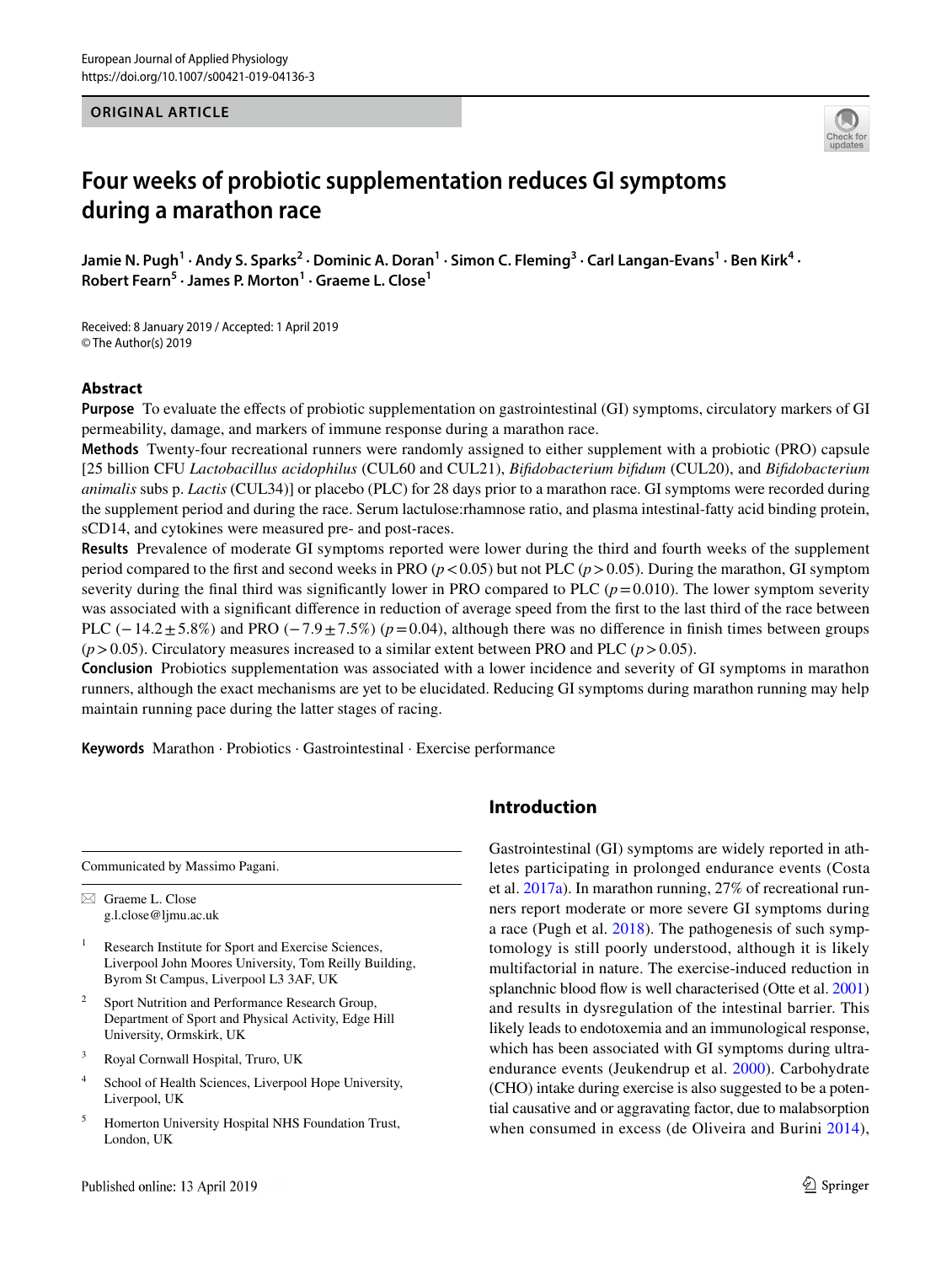ORIGINAL ARTICLE

# Four weeks of probiotic supplementation reduces GI symptoms during a marathon race

**Jamie N. Pugh[1] · Andy S. Sparks[2] · Dominic A. Doran[1] · Simon C. Fleming[3] · Carl Langan-Evans[1] · Ben Kirk[4] · Robert Fearn[5] · James P. Morton[1] · Graeme L. Close[1]**

Received: 8 January 2019 / Accepted: 1 April 2019
© The Author(s) 2019

## Abstract

**Purpose** To evaluate the effects of probiotic supplementation on gastrointestinal (GI) symptoms, circulatory markers of GI permeability, damage, and markers of immune response during a marathon race.

**Methods** Twenty-four recreational runners were randomly assigned to either supplement with a probiotic (PRO) capsule [25 billion CFU *Lactobacillus acidophilus* (CUL60 and CUL21), *Bifidobacterium bifidum* (CUL20), and *Bifidobacterium animalis* subs p. *Lactis* (CUL34)] or placebo (PLC) for 28 days prior to a marathon race. GI symptoms were recorded during the supplement period and during the race. Serum lactulose:rhamnose ratio, and plasma intestinal-fatty acid binding protein, sCD14, and cytokines were measured pre- and post-races.

**Results** Prevalence of moderate GI symptoms reported were lower during the third and fourth weeks of the supplement period compared to the first and second weeks in PRO ($p < 0.05$) but not PLC ($p > 0.05$). During the marathon, GI symptom severity during the final third was significantly lower in PRO compared to PLC ($p = 0.010$). The lower symptom severity was associated with a significant difference in reduction of average speed from the first to the last third of the race between PLC ($-14.2 \pm 5.8\%$) and PRO ($-7.9 \pm 7.5\%$) ($p = 0.04$), although there was no difference in finish times between groups ($p > 0.05$). Circulatory measures increased to a similar extent between PRO and PLC ($p > 0.05$).

**Conclusion** Probiotics supplementation was associated with a lower incidence and severity of GI symptoms in marathon runners, although the exact mechanisms are yet to be elucidated. Reducing GI symptoms during marathon running may help maintain running pace during the latter stages of racing.

**Keywords** Marathon · Probiotics · Gastrointestinal · Exercise performance

## Introduction

Gastrointestinal (GI) symptoms are widely reported in athletes participating in prolonged endurance events (Costa et al. 2017a). In marathon running, 27% of recreational runners report moderate or more severe GI symptoms during a race (Pugh et al. 2018). The pathogenesis of such symptomology is still poorly understood, although it is likely multifactorial in nature. The exercise-induced reduction in splanchnic blood flow is well characterised (Otte et al. 2001) and results in dysregulation of the intestinal barrier. This likely leads to endotoxemia and an immunological response, which has been associated with GI symptoms during ultra-endurance events (Jeukendrup et al. 2000). Carbohydrate (CHO) intake during exercise is also suggested to be a potential causative and or aggravating factor, due to malabsorption when consumed in excess (de Oliveira and Burini 2014),

---

Communicated by Massimo Pagani.

✉ Graeme L. Close
g.l.close@ljmu.ac.uk

[1] Research Institute for Sport and Exercise Sciences, Liverpool John Moores University, Tom Reilly Building, Byrom St Campus, Liverpool L3 3AF, UK

[2] Sport Nutrition and Performance Research Group, Department of Sport and Physical Activity, Edge Hill University, Ormskirk, UK

[3] Royal Cornwall Hospital, Truro, UK

[4] School of Health Sciences, Liverpool Hope University, Liverpool, UK

[5] Homerton University Hospital NHS Foundation Trust, London, UK

Published online: 13 April 2019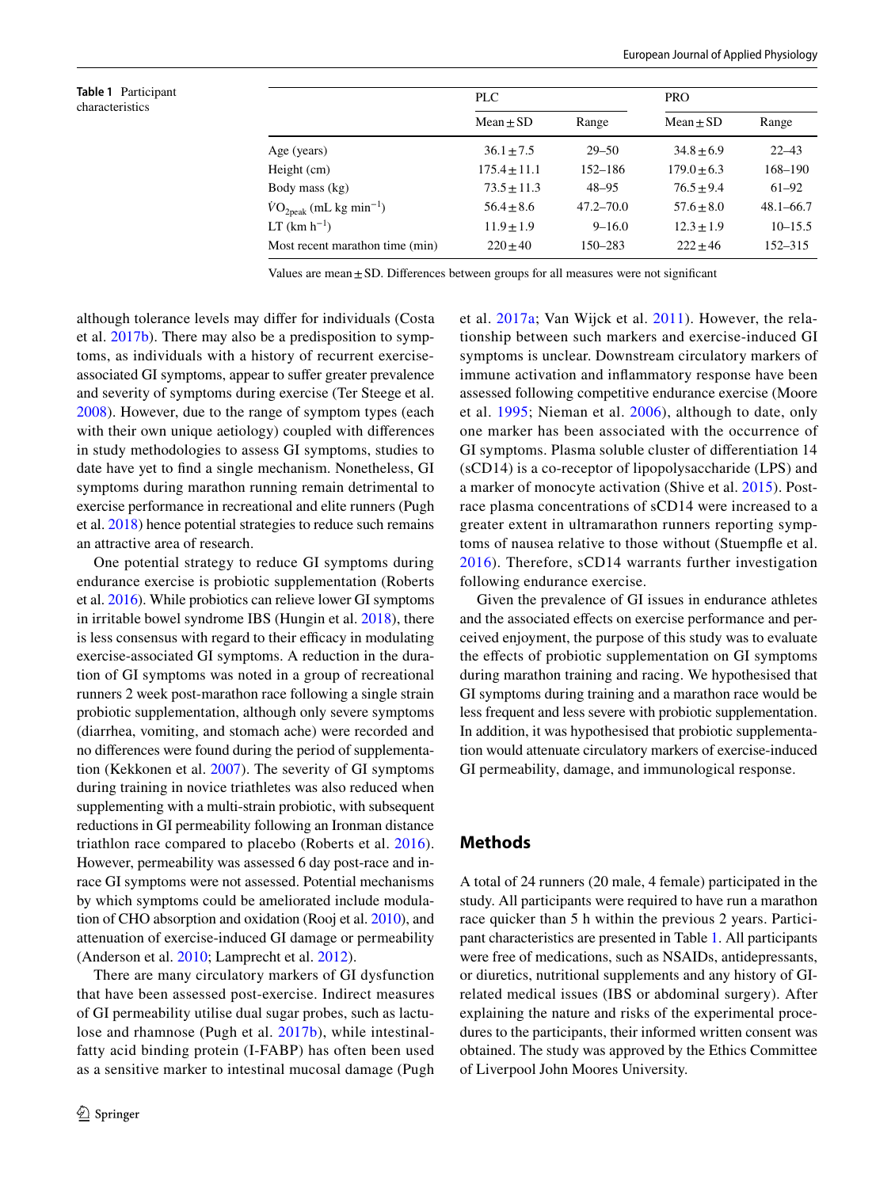**Table 1** Participant characteristics

| | PLC | | PRO | |
|---|---|---|---|---|
| | Mean ± SD | Range | Mean ± SD | Range |
| Age (years) | 36.1 ± 7.5 | 29–50 | 34.8 ± 6.9 | 22–43 |
| Height (cm) | 175.4 ± 11.1 | 152–186 | 179.0 ± 6.3 | 168–190 |
| Body mass (kg) | 73.5 ± 11.3 | 48–95 | 76.5 ± 9.4 | 61–92 |
| $\dot{V}O_{2peak}$ (mL kg min$^{-1}$) | 56.4 ± 8.6 | 47.2–70.0 | 57.6 ± 8.0 | 48.1–66.7 |
| LT (km h$^{-1}$) | 11.9 ± 1.9 | 9–16.0 | 12.3 ± 1.9 | 10–15.5 |
| Most recent marathon time (min) | 220 ± 40 | 150–283 | 222 ± 46 | 152–315 |

Values are mean ± SD. Differences between groups for all measures were not significant

although tolerance levels may differ for individuals (Costa et al. 2017b). There may also be a predisposition to symptoms, as individuals with a history of recurrent exercise-associated GI symptoms, appear to suffer greater prevalence and severity of symptoms during exercise (Ter Steege et al. 2008). However, due to the range of symptom types (each with their own unique aetiology) coupled with differences in study methodologies to assess GI symptoms, studies to date have yet to find a single mechanism. Nonetheless, GI symptoms during marathon running remain detrimental to exercise performance in recreational and elite runners (Pugh et al. 2018) hence potential strategies to reduce such remains an attractive area of research.

One potential strategy to reduce GI symptoms during endurance exercise is probiotic supplementation (Roberts et al. 2016). While probiotics can relieve lower GI symptoms in irritable bowel syndrome IBS (Hungin et al. 2018), there is less consensus with regard to their efficacy in modulating exercise-associated GI symptoms. A reduction in the duration of GI symptoms was noted in a group of recreational runners 2 week post-marathon race following a single strain probiotic supplementation, although only severe symptoms (diarrhea, vomiting, and stomach ache) were recorded and no differences were found during the period of supplementation (Kekkonen et al. 2007). The severity of GI symptoms during training in novice triathletes was also reduced when supplementing with a multi-strain probiotic, with subsequent reductions in GI permeability following an Ironman distance triathlon race compared to placebo (Roberts et al. 2016). However, permeability was assessed 6 day post-race and in-race GI symptoms were not assessed. Potential mechanisms by which symptoms could be ameliorated include modulation of CHO absorption and oxidation (Rooj et al. 2010), and attenuation of exercise-induced GI damage or permeability (Anderson et al. 2010; Lamprecht et al. 2012).

There are many circulatory markers of GI dysfunction that have been assessed post-exercise. Indirect measures of GI permeability utilise dual sugar probes, such as lactulose and rhamnose (Pugh et al. 2017b), while intestinal-fatty acid binding protein (I-FABP) has often been used as a sensitive marker to intestinal mucosal damage (Pugh et al. 2017a; Van Wijck et al. 2011). However, the relationship between such markers and exercise-induced GI symptoms is unclear. Downstream circulatory markers of immune activation and inflammatory response have been assessed following competitive endurance exercise (Moore et al. 1995; Nieman et al. 2006), although to date, only one marker has been associated with the occurrence of GI symptoms. Plasma soluble cluster of differentiation 14 (sCD14) is a co-receptor of lipopolysaccharide (LPS) and a marker of monocyte activation (Shive et al. 2015). Post-race plasma concentrations of sCD14 were increased to a greater extent in ultramarathon runners reporting symptoms of nausea relative to those without (Stuempfle et al. 2016). Therefore, sCD14 warrants further investigation following endurance exercise.

Given the prevalence of GI issues in endurance athletes and the associated effects on exercise performance and perceived enjoyment, the purpose of this study was to evaluate the effects of probiotic supplementation on GI symptoms during marathon training and racing. We hypothesised that GI symptoms during training and a marathon race would be less frequent and less severe with probiotic supplementation. In addition, it was hypothesised that probiotic supplementation would attenuate circulatory markers of exercise-induced GI permeability, damage, and immunological response.

## Methods

A total of 24 runners (20 male, 4 female) participated in the study. All participants were required to have run a marathon race quicker than 5 h within the previous 2 years. Participant characteristics are presented in Table 1. All participants were free of medications, such as NSAIDs, antidepressants, or diuretics, nutritional supplements and any history of GI-related medical issues (IBS or abdominal surgery). After explaining the nature and risks of the experimental procedures to the participants, their informed written consent was obtained. The study was approved by the Ethics Committee of Liverpool John Moores University.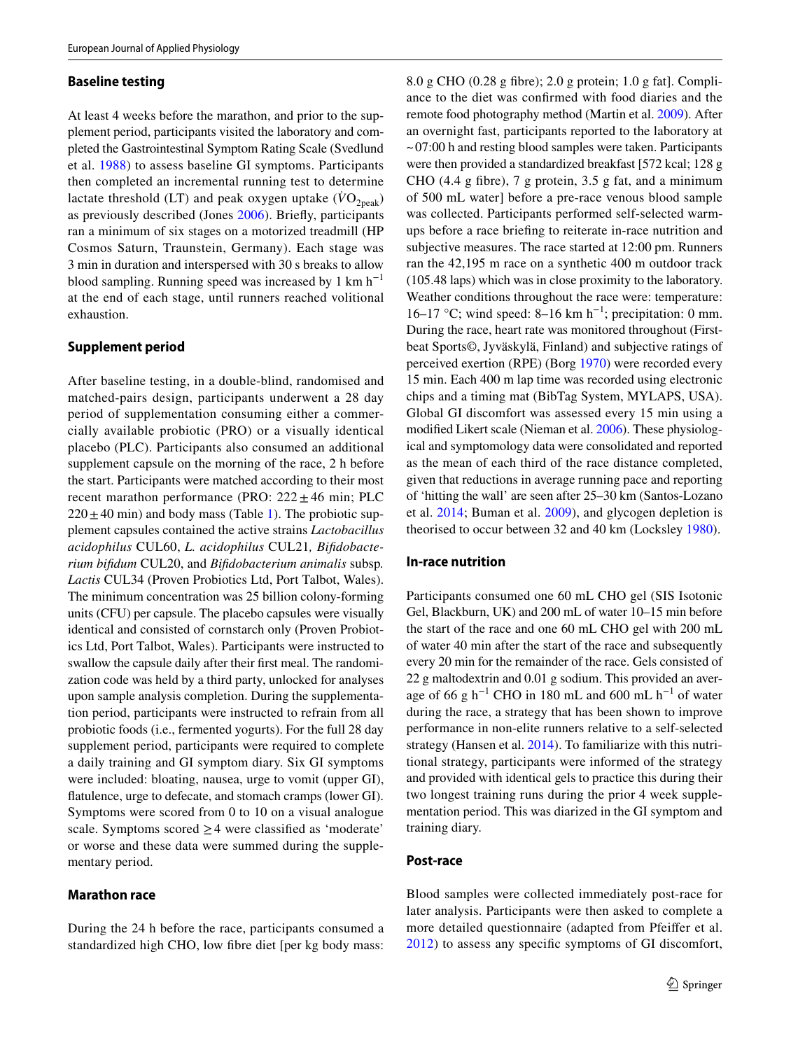### Baseline testing

At least 4 weeks before the marathon, and prior to the supplement period, participants visited the laboratory and completed the Gastrointestinal Symptom Rating Scale (Svedlund et al. 1988) to assess baseline GI symptoms. Participants then completed an incremental running test to determine lactate threshold (LT) and peak oxygen uptake ($\dot{V}O_{2peak}$) as previously described (Jones 2006). Briefly, participants ran a minimum of six stages on a motorized treadmill (HP Cosmos Saturn, Traunstein, Germany). Each stage was 3 min in duration and interspersed with 30 s breaks to allow blood sampling. Running speed was increased by 1 km $h^{-1}$ at the end of each stage, until runners reached volitional exhaustion.

### Supplement period

After baseline testing, in a double-blind, randomised and matched-pairs design, participants underwent a 28 day period of supplementation consuming either a commercially available probiotic (PRO) or a visually identical placebo (PLC). Participants also consumed an additional supplement capsule on the morning of the race, 2 h before the start. Participants were matched according to their most recent marathon performance (PRO: $222 \pm 46$ min; PLC $220 \pm 40$ min) and body mass (Table 1). The probiotic supplement capsules contained the active strains *Lactobacillus acidophilus* CUL60, *L. acidophilus* CUL21*, Bifidobacterium bifidum* CUL20, and *Bifidobacterium animalis* subsp. *Lactis* CUL34 (Proven Probiotics Ltd, Port Talbot, Wales). The minimum concentration was 25 billion colony-forming units (CFU) per capsule. The placebo capsules were visually identical and consisted of cornstarch only (Proven Probiotics Ltd, Port Talbot, Wales). Participants were instructed to swallow the capsule daily after their first meal. The randomization code was held by a third party, unlocked for analyses upon sample analysis completion. During the supplementation period, participants were instructed to refrain from all probiotic foods (i.e., fermented yogurts). For the full 28 day supplement period, participants were required to complete a daily training and GI symptom diary. Six GI symptoms were included: bloating, nausea, urge to vomit (upper GI), flatulence, urge to defecate, and stomach cramps (lower GI). Symptoms were scored from 0 to 10 on a visual analogue scale. Symptoms scored $\geq 4$ were classified as 'moderate' or worse and these data were summed during the supplementary period.

### Marathon race

During the 24 h before the race, participants consumed a standardized high CHO, low fibre diet [per kg body mass: 8.0 g CHO (0.28 g fibre); 2.0 g protein; 1.0 g fat]. Compliance to the diet was confirmed with food diaries and the remote food photography method (Martin et al. 2009). After an overnight fast, participants reported to the laboratory at ~07:00 h and resting blood samples were taken. Participants were then provided a standardized breakfast [572 kcal; 128 g CHO (4.4 g fibre), 7 g protein, 3.5 g fat, and a minimum of 500 mL water] before a pre-race venous blood sample was collected. Participants performed self-selected warm-ups before a race briefing to reiterate in-race nutrition and subjective measures. The race started at 12:00 pm. Runners ran the 42,195 m race on a synthetic 400 m outdoor track (105.48 laps) which was in close proximity to the laboratory. Weather conditions throughout the race were: temperature: 16–17 °C; wind speed: 8–16 km $h^{-1}$; precipitation: 0 mm. During the race, heart rate was monitored throughout (Firstbeat Sports©, Jyväskylä, Finland) and subjective ratings of perceived exertion (RPE) (Borg 1970) were recorded every 15 min. Each 400 m lap time was recorded using electronic chips and a timing mat (BibTag System, MYLAPS, USA). Global GI discomfort was assessed every 15 min using a modified Likert scale (Nieman et al. 2006). These physiological and symptomology data were consolidated and reported as the mean of each third of the race distance completed, given that reductions in average running pace and reporting of 'hitting the wall' are seen after 25–30 km (Santos-Lozano et al. 2014; Buman et al. 2009), and glycogen depletion is theorised to occur between 32 and 40 km (Locksley 1980).

### In-race nutrition

Participants consumed one 60 mL CHO gel (SIS Isotonic Gel, Blackburn, UK) and 200 mL of water 10–15 min before the start of the race and one 60 mL CHO gel with 200 mL of water 40 min after the start of the race and subsequently every 20 min for the remainder of the race. Gels consisted of 22 g maltodextrin and 0.01 g sodium. This provided an average of 66 g $h^{-1}$ CHO in 180 mL and 600 mL $h^{-1}$ of water during the race, a strategy that has been shown to improve performance in non-elite runners relative to a self-selected strategy (Hansen et al. 2014). To familiarize with this nutritional strategy, participants were informed of the strategy and provided with identical gels to practice this during their two longest training runs during the prior 4 week supplementation period. This was diarized in the GI symptom and training diary.

### Post-race

Blood samples were collected immediately post-race for later analysis. Participants were then asked to complete a more detailed questionnaire (adapted from Pfeiffer et al. 2012) to assess any specific symptoms of GI discomfort,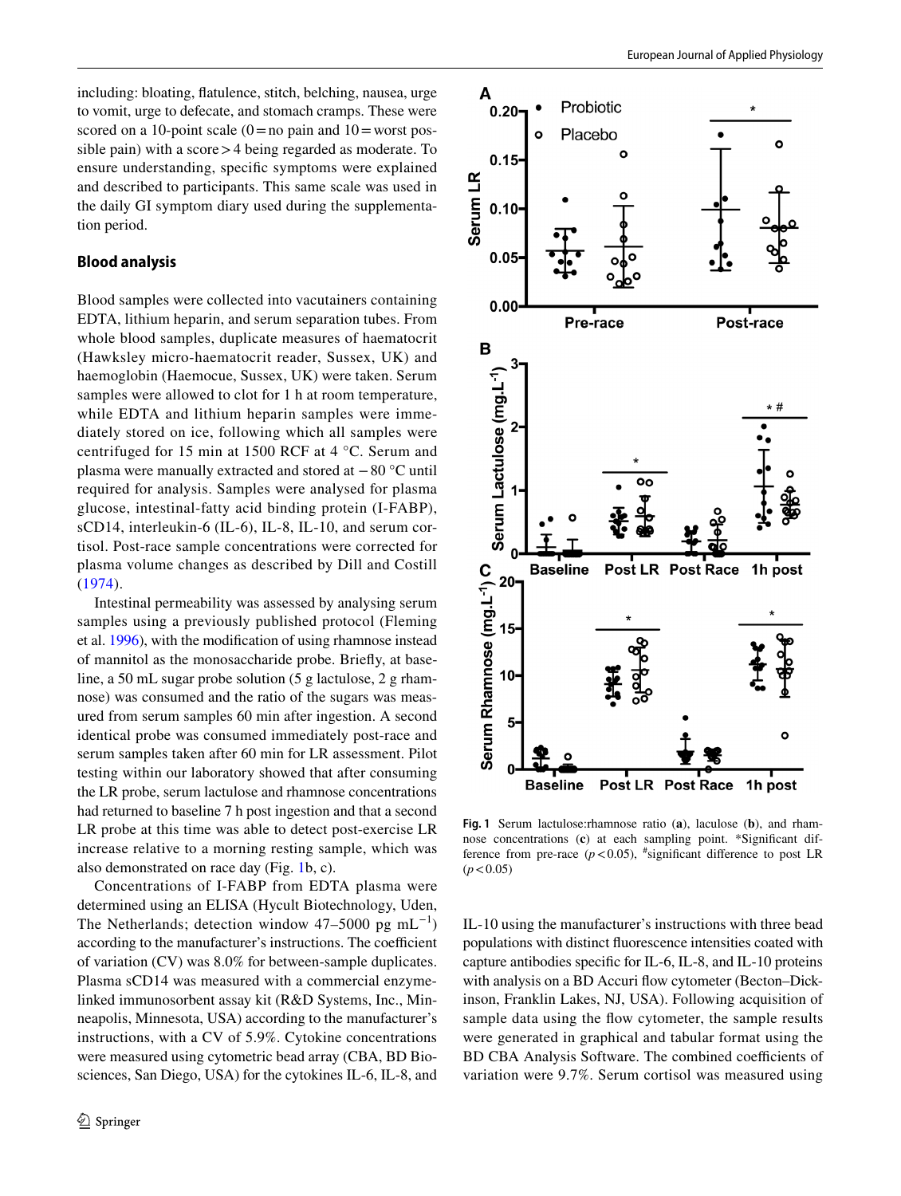including: bloating, flatulence, stitch, belching, nausea, urge to vomit, urge to defecate, and stomach cramps. These were scored on a 10-point scale (0 = no pain and 10 = worst possible pain) with a score > 4 being regarded as moderate. To ensure understanding, specific symptoms were explained and described to participants. This same scale was used in the daily GI symptom diary used during the supplementation period.

### Blood analysis

Blood samples were collected into vacutainers containing EDTA, lithium heparin, and serum separation tubes. From whole blood samples, duplicate measures of haematocrit (Hawksley micro-haematocrit reader, Sussex, UK) and haemoglobin (Haemocue, Sussex, UK) were taken. Serum samples were allowed to clot for 1 h at room temperature, while EDTA and lithium heparin samples were immediately stored on ice, following which all samples were centrifuged for 15 min at 1500 RCF at 4 °C. Serum and plasma were manually extracted and stored at − 80 °C until required for analysis. Samples were analysed for plasma glucose, intestinal-fatty acid binding protein (I-FABP), sCD14, interleukin-6 (IL-6), IL-8, IL-10, and serum cortisol. Post-race sample concentrations were corrected for plasma volume changes as described by Dill and Costill (1974).

Intestinal permeability was assessed by analysing serum samples using a previously published protocol (Fleming et al. 1996), with the modification of using rhamnose instead of mannitol as the monosaccharide probe. Briefly, at baseline, a 50 mL sugar probe solution (5 g lactulose, 2 g rhamnose) was consumed and the ratio of the sugars was measured from serum samples 60 min after ingestion. A second identical probe was consumed immediately post-race and serum samples taken after 60 min for LR assessment. Pilot testing within our laboratory showed that after consuming the LR probe, serum lactulose and rhamnose concentrations had returned to baseline 7 h post ingestion and that a second LR probe at this time was able to detect post-exercise LR increase relative to a morning resting sample, which was also demonstrated on race day (Fig. 1b, c).

Concentrations of I-FABP from EDTA plasma were determined using an ELISA (Hycult Biotechnology, Uden, The Netherlands; detection window 47–5000 pg $mL^{-1}$) according to the manufacturer's instructions. The coefficient of variation (CV) was 8.0% for between-sample duplicates. Plasma sCD14 was measured with a commercial enzyme-linked immunosorbent assay kit (R&D Systems, Inc., Minneapolis, Minnesota, USA) according to the manufacturer's instructions, with a CV of 5.9%. Cytokine concentrations were measured using cytometric bead array (CBA, BD Biosciences, San Diego, USA) for the cytokines IL-6, IL-8, and IL-10 using the manufacturer's instructions with three bead populations with distinct fluorescence intensities coated with capture antibodies specific for IL-6, IL-8, and IL-10 proteins with analysis on a BD Accuri flow cytometer (Becton–Dickinson, Franklin Lakes, NJ, USA). Following acquisition of sample data using the flow cytometer, the sample results were generated in graphical and tabular format using the BD CBA Analysis Software. The combined coefficients of variation were 9.7%. Serum cortisol was measured using

**Fig. 1** Serum lactulose:rhamnose ratio (**a**), laculose (**b**), and rhamnose concentrations (**c**) at each sampling point. *Significant difference from pre-race ($p < 0.05$), #significant difference to post LR ($p < 0.05$)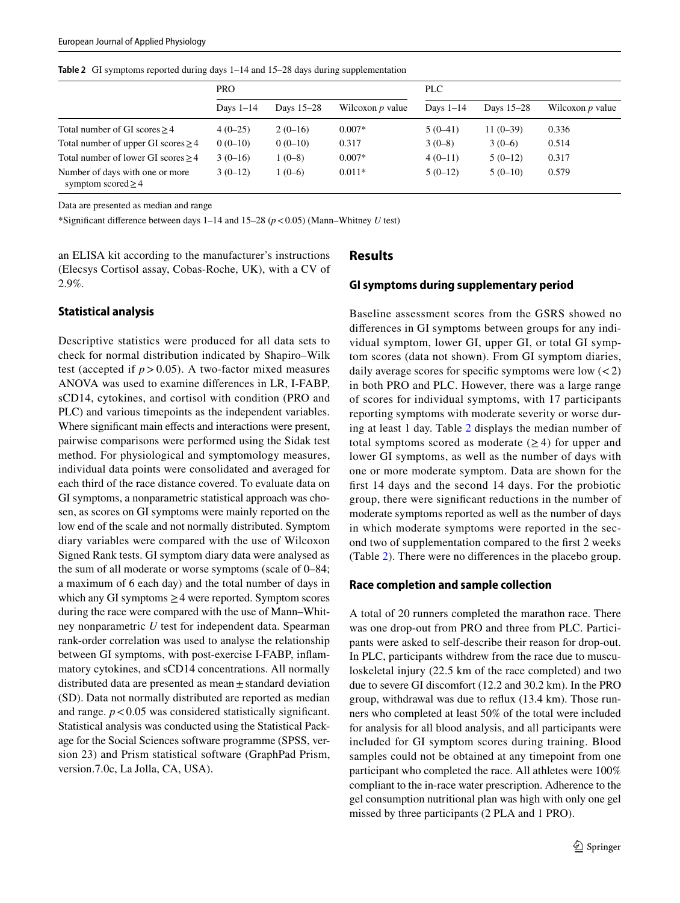**Table 2** GI symptoms reported during days 1–14 and 15–28 days during supplementation

| | PRO | | | PLC | | |
|---|---|---|---|---|---|---|
| | Days 1–14 | Days 15–28 | Wilcoxon *p* value | Days 1–14 | Days 15–28 | Wilcoxon *p* value |
| Total number of GI scores ≥ 4 | 4 (0–25) | 2 (0–16) | 0.007* | 5 (0–41) | 11 (0–39) | 0.336 |
| Total number of upper GI scores ≥ 4 | 0 (0–10) | 0 (0–10) | 0.317 | 3 (0–8) | 3 (0–6) | 0.514 |
| Total number of lower GI scores ≥ 4 | 3 (0–16) | 1 (0–8) | 0.007* | 4 (0–11) | 5 (0–12) | 0.317 |
| Number of days with one or more symptom scored ≥ 4 | 3 (0–12) | 1 (0–6) | 0.011* | 5 (0–12) | 5 (0–10) | 0.579 |

Data are presented as median and range

*Significant difference between days 1–14 and 15–28 ($p < 0.05$) (Mann–Whitney *U* test)

an ELISA kit according to the manufacturer's instructions (Elecsys Cortisol assay, Cobas-Roche, UK), with a CV of 2.9%.

### Statistical analysis

Descriptive statistics were produced for all data sets to check for normal distribution indicated by Shapiro–Wilk test (accepted if $p > 0.05$). A two-factor mixed measures ANOVA was used to examine differences in LR, I-FABP, sCD14, cytokines, and cortisol with condition (PRO and PLC) and various timepoints as the independent variables. Where significant main effects and interactions were present, pairwise comparisons were performed using the Sidak test method. For physiological and symptomology measures, individual data points were consolidated and averaged for each third of the race distance covered. To evaluate data on GI symptoms, a nonparametric statistical approach was chosen, as scores on GI symptoms were mainly reported on the low end of the scale and not normally distributed. Symptom diary variables were compared with the use of Wilcoxon Signed Rank tests. GI symptom diary data were analysed as the sum of all moderate or worse symptoms (scale of 0–84; a maximum of 6 each day) and the total number of days in which any GI symptoms ≥ 4 were reported. Symptom scores during the race were compared with the use of Mann–Whitney nonparametric *U* test for independent data. Spearman rank-order correlation was used to analyse the relationship between GI symptoms, with post-exercise I-FABP, inflammatory cytokines, and sCD14 concentrations. All normally distributed data are presented as mean ± standard deviation (SD). Data not normally distributed are reported as median and range. $p < 0.05$ was considered statistically significant. Statistical analysis was conducted using the Statistical Package for the Social Sciences software programme (SPSS, version 23) and Prism statistical software (GraphPad Prism, version.7.0c, La Jolla, CA, USA).

## Results

### GI symptoms during supplementary period

Baseline assessment scores from the GSRS showed no differences in GI symptoms between groups for any individual symptom, lower GI, upper GI, or total GI symptom scores (data not shown). From GI symptom diaries, daily average scores for specific symptoms were low (< 2) in both PRO and PLC. However, there was a large range of scores for individual symptoms, with 17 participants reporting symptoms with moderate severity or worse during at least 1 day. Table 2 displays the median number of total symptoms scored as moderate (≥ 4) for upper and lower GI symptoms, as well as the number of days with one or more moderate symptom. Data are shown for the first 14 days and the second 14 days. For the probiotic group, there were significant reductions in the number of moderate symptoms reported as well as the number of days in which moderate symptoms were reported in the second two of supplementation compared to the first 2 weeks (Table 2). There were no differences in the placebo group.

### Race completion and sample collection

A total of 20 runners completed the marathon race. There was one drop-out from PRO and three from PLC. Participants were asked to self-describe their reason for drop-out. In PLC, participants withdrew from the race due to musculoskeletal injury (22.5 km of the race completed) and two due to severe GI discomfort (12.2 and 30.2 km). In the PRO group, withdrawal was due to reflux (13.4 km). Those runners who completed at least 50% of the total were included for analysis for all blood analysis, and all participants were included for GI symptom scores during training. Blood samples could not be obtained at any timepoint from one participant who completed the race. All athletes were 100% compliant to the in-race water prescription. Adherence to the gel consumption nutritional plan was high with only one gel missed by three participants (2 PLA and 1 PRO).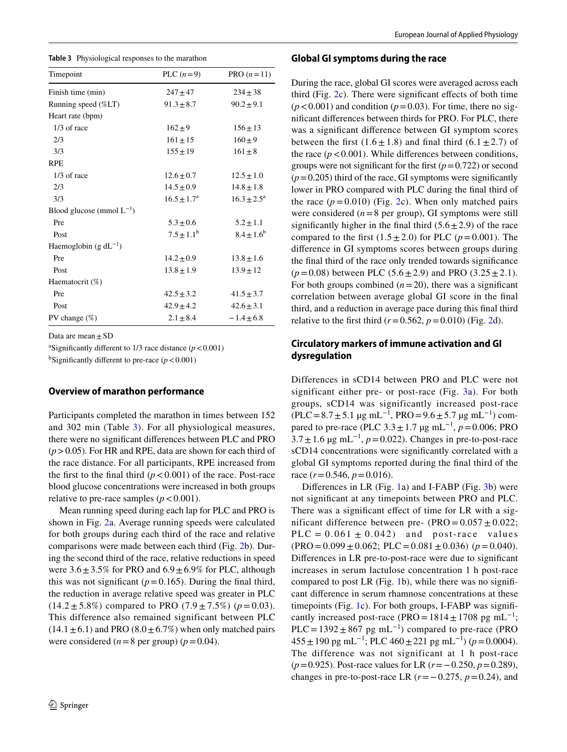**Table 3** Physiological responses to the marathon

| Timepoint | PLC ($n=9$) | PRO ($n=11$) |
|---|---|---|
| Finish time (min) | $247 \pm 47$ | $234 \pm 38$ |
| Running speed (%LT) | $91.3 \pm 8.7$ | $90.2 \pm 9.1$ |
| Heart rate (bpm) | | |
| 1/3 of race | $162 \pm 9$ | $156 \pm 13$ |
| 2/3 | $161 \pm 15$ | $160 \pm 9$ |
| 3/3 | $155 \pm 19$ | $161 \pm 8$ |
| RPE | | |
| 1/3 of race | $12.6 \pm 0.7$ | $12.5 \pm 1.0$ |
| 2/3 | $14.5 \pm 0.9$ | $14.8 \pm 1.8$ |
| 3/3 | $16.5 \pm 1.7$[a] | $16.3 \pm 2.5$[a] |
| Blood glucose (mmol $L^{-1}$) | | |
| Pre | $5.3 \pm 0.6$ | $5.2 \pm 1.1$ |
| Post | $7.5 \pm 1.1$[b] | $8.4 \pm 1.6$[b] |
| Haemoglobin (g $dL^{-1}$) | | |
| Pre | $14.2 \pm 0.9$ | $13.8 \pm 1.6$ |
| Post | $13.8 \pm 1.9$ | $13.9 \pm 12$ |
| Haematocrit (%) | | |
| Pre | $42.5 \pm 3.2$ | $41.5 \pm 3.7$ |
| Post | $42.9 \pm 4.2$ | $42.6 \pm 3.1$ |
| PV change (%) | $2.1 \pm 8.4$ | $-1.4 \pm 6.8$ |

Data are mean ± SD

[a]Significantly different to 1/3 race distance ($p < 0.001$)

[b]Significantly different to pre-race ($p < 0.001$)

## Overview of marathon performance

Participants completed the marathon in times between 152 and 302 min (Table 3). For all physiological measures, there were no significant differences between PLC and PRO ($p > 0.05$). For HR and RPE, data are shown for each third of the race distance. For all participants, RPE increased from the first to the final third ($p < 0.001$) of the race. Post-race blood glucose concentrations were increased in both groups relative to pre-race samples ($p < 0.001$).

Mean running speed during each lap for PLC and PRO is shown in Fig. 2a. Average running speeds were calculated for both groups during each third of the race and relative comparisons were made between each third (Fig. 2b). During the second third of the race, relative reductions in speed were $3.6 \pm 3.5\%$ for PRO and $6.9 \pm 6.9\%$ for PLC, although this was not significant ($p = 0.165$). During the final third, the reduction in average relative speed was greater in PLC ($14.2 \pm 5.8\%$) compared to PRO ($7.9 \pm 7.5\%$) ($p = 0.03$). This difference also remained significant between PLC ($14.1 \pm 6.1$) and PRO ($8.0 \pm 6.7\%$) when only matched pairs were considered ($n = 8$ per group) ($p = 0.04$).

## Global GI symptoms during the race

During the race, global GI scores were averaged across each third (Fig. 2c). There were significant effects of both time ($p < 0.001$) and condition ($p = 0.03$). For time, there no significant differences between thirds for PRO. For PLC, there was a significant difference between GI symptom scores between the first ($1.6 \pm 1.8$) and final third ($6.1 \pm 2.7$) of the race ($p < 0.001$). While differences between conditions, groups were not significant for the first ($p = 0.722$) or second ($p = 0.205$) third of the race, GI symptoms were significantly lower in PRO compared with PLC during the final third of the race ($p = 0.010$) (Fig. 2c). When only matched pairs were considered ($n = 8$ per group), GI symptoms were still significantly higher in the final third ($5.6 \pm 2.9$) of the race compared to the first ($1.5 \pm 2.0$) for PLC ($p = 0.001$). The difference in GI symptoms scores between groups during the final third of the race only trended towards significance ($p = 0.08$) between PLC ($5.6 \pm 2.9$) and PRO ($3.25 \pm 2.1$). For both groups combined ($n = 20$), there was a significant correlation between average global GI score in the final third, and a reduction in average pace during this final third relative to the first third ($r = 0.562$, $p = 0.010$) (Fig. 2d).

## Circulatory markers of immune activation and GI dysregulation

Differences in sCD14 between PRO and PLC were not significant either pre- or post-race (Fig. 3a). For both groups, sCD14 was significantly increased post-race (PLC $= 8.7 \pm 5.1$ μg $mL^{-1}$, PRO $= 9.6 \pm 5.7$ μg $mL^{-1}$) compared to pre-race (PLC $3.3 \pm 1.7$ μg $mL^{-1}$, $p = 0.006$; PRO $3.7 \pm 1.6$ μg $mL^{-1}$, $p = 0.022$). Changes in pre-to-post-race sCD14 concentrations were significantly correlated with a global GI symptoms reported during the final third of the race ($r = 0.546$, $p = 0.016$).

Differences in LR (Fig. 1a) and I-FABP (Fig. 3b) were not significant at any timepoints between PRO and PLC. There was a significant effect of time for LR with a significant difference between pre- (PRO $= 0.057 \pm 0.022$; PLC $= 0.061 \pm 0.042$) and post-race values (PRO $= 0.099 \pm 0.062$; PLC $= 0.081 \pm 0.036$) ($p = 0.040$). Differences in LR pre-to-post-race were due to significant increases in serum lactulose concentration 1 h post-race compared to post LR (Fig. 1b), while there was no significant difference in serum rhamnose concentrations at these timepoints (Fig. 1c). For both groups, I-FABP was significantly increased post-race (PRO $= 1814 \pm 1708$ pg $mL^{-1}$; PLC $= 1392 \pm 867$ pg $mL^{-1}$) compared to pre-race (PRO $455 \pm 190$ pg $mL^{-1}$; PLC $460 \pm 221$ pg $mL^{-1}$) ($p = 0.0004$). The difference was not significant at 1 h post-race ($p = 0.925$). Post-race values for LR ($r = -0.250$, $p = 0.289$), changes in pre-to-post-race LR ($r = -0.275$, $p = 0.24$), and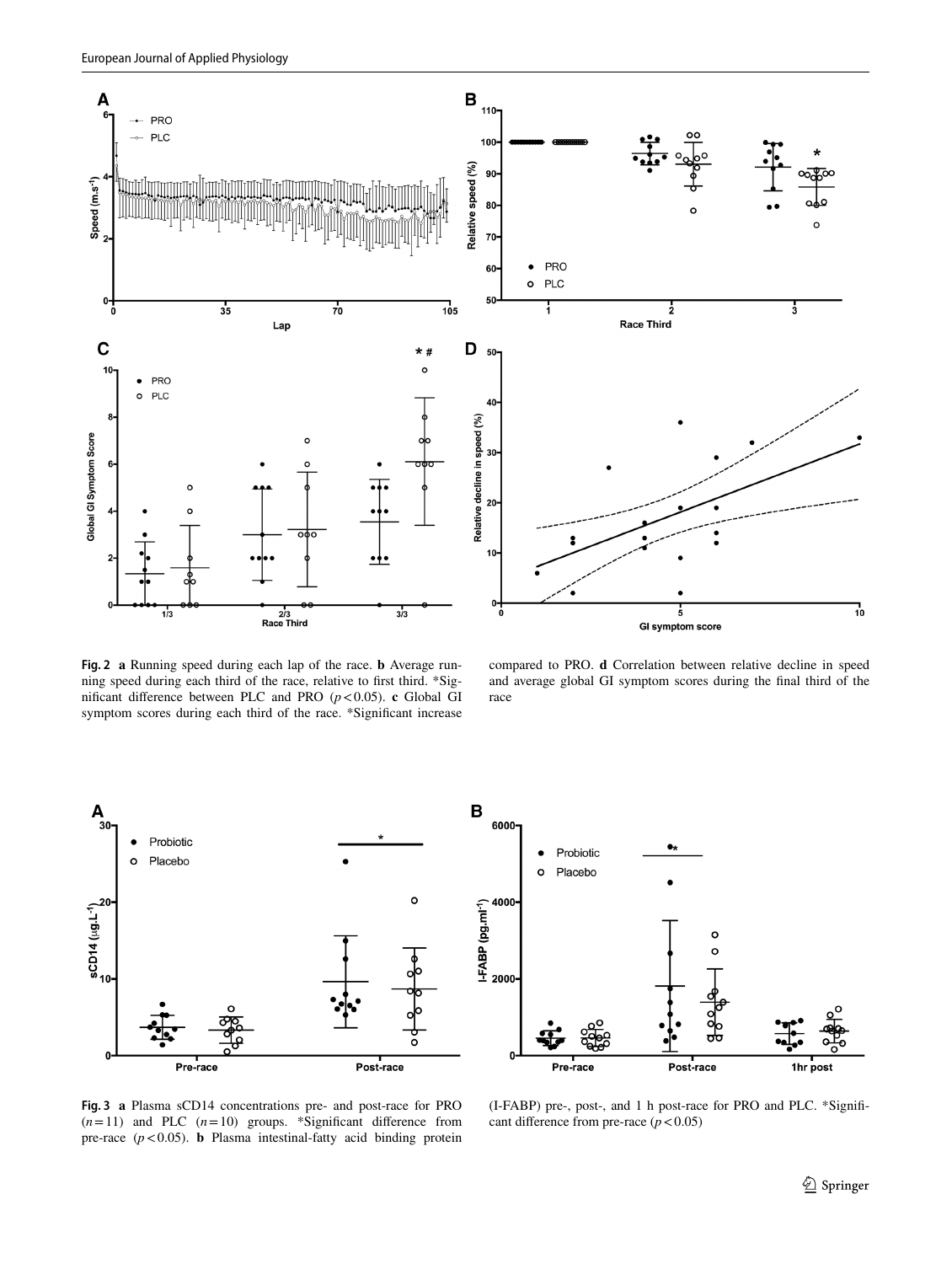**Fig. 2** **a** Running speed during each lap of the race. **b** Average running speed during each third of the race, relative to first third. *Significant difference between PLC and PRO ($p<0.05$). **c** Global GI symptom scores during each third of the race. *Significant increase compared to PRO. **d** Correlation between relative decline in speed and average global GI symptom scores during the final third of the race

**Fig. 3** **a** Plasma sCD14 concentrations pre- and post-race for PRO ($n=11$) and PLC ($n=10$) groups. *Significant difference from pre-race ($p<0.05$). **b** Plasma intestinal-fatty acid binding protein (I-FABP) pre-, post-, and 1 h post-race for PRO and PLC. *Significant difference from pre-race ($p<0.05$)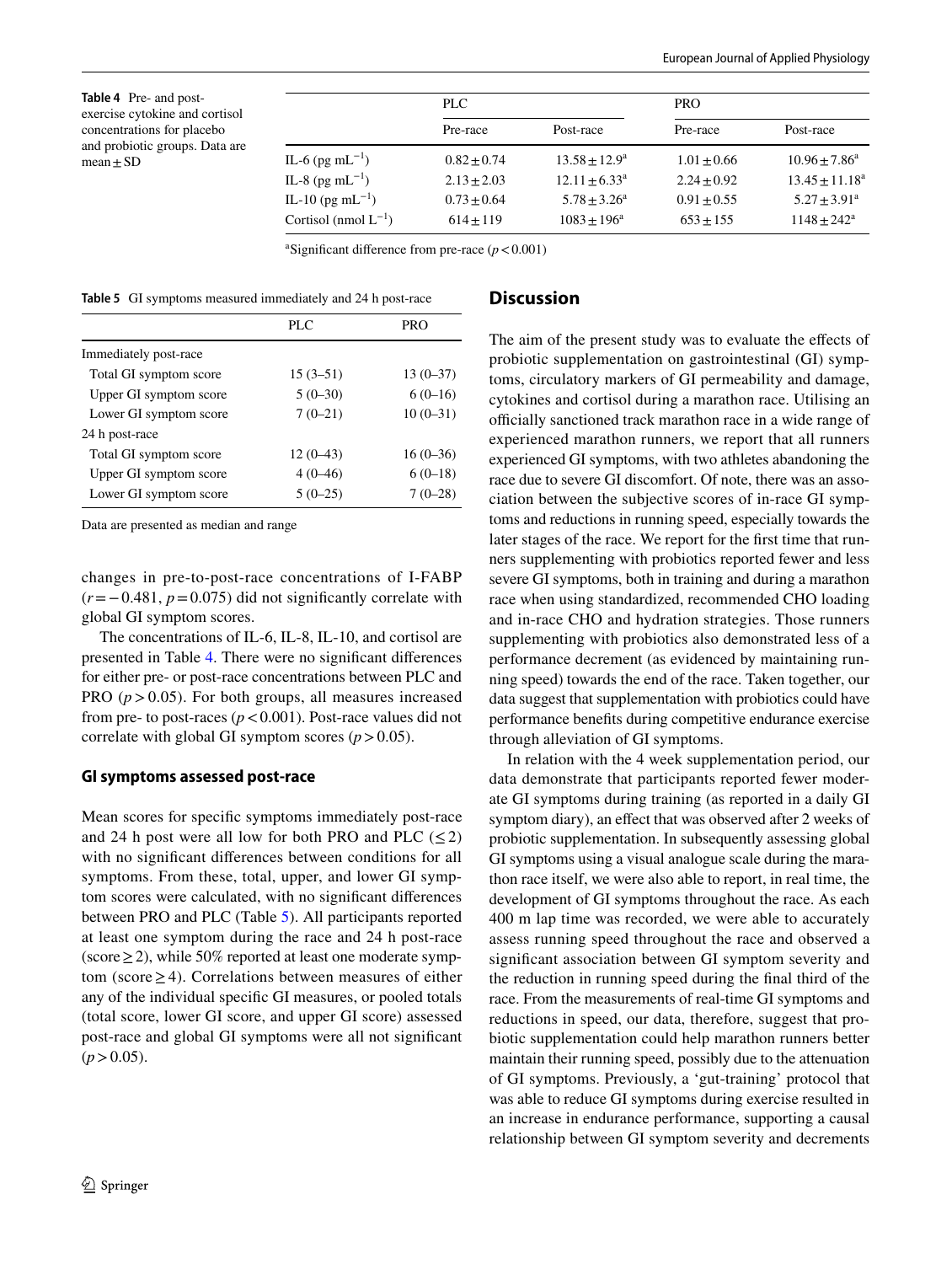**Table 4** Pre- and post-exercise cytokine and cortisol concentrations for placebo and probiotic groups. Data are mean ± SD

| | PLC | | PRO | |
|---|---|---|---|---|
| | Pre-race | Post-race | Pre-race | Post-race |
| IL-6 (pg $mL^{-1}$) | 0.82 ± 0.74 | 13.58 ± 12.9[a] | 1.01 ± 0.66 | 10.96 ± 7.86[a] |
| IL-8 (pg $mL^{-1}$) | 2.13 ± 2.03 | 12.11 ± 6.33[a] | 2.24 ± 0.92 | 13.45 ± 11.18[a] |
| IL-10 (pg $mL^{-1}$) | 0.73 ± 0.64 | 5.78 ± 3.26[a] | 0.91 ± 0.55 | 5.27 ± 3.91[a] |
| Cortisol (nmol $L^{-1}$) | 614 ± 119 | 1083 ± 196[a] | 653 ± 155 | 1148 ± 242[a] |

[a]Significant difference from pre-race ($p < 0.001$)

**Table 5** GI symptoms measured immediately and 24 h post-race

| | PLC | PRO |
|---|---|---|
| Immediately post-race | | |
| Total GI symptom score | 15 (3–51) | 13 (0–37) |
| Upper GI symptom score | 5 (0–30) | 6 (0–16) |
| Lower GI symptom score | 7 (0–21) | 10 (0–31) |
| 24 h post-race | | |
| Total GI symptom score | 12 (0–43) | 16 (0–36) |
| Upper GI symptom score | 4 (0–46) | 6 (0–18) |
| Lower GI symptom score | 5 (0–25) | 7 (0–28) |

Data are presented as median and range

changes in pre-to-post-race concentrations of I-FABP ($r = -0.481$, $p = 0.075$) did not significantly correlate with global GI symptom scores.

The concentrations of IL-6, IL-8, IL-10, and cortisol are presented in Table 4. There were no significant differences for either pre- or post-race concentrations between PLC and PRO ($p > 0.05$). For both groups, all measures increased from pre- to post-races ($p < 0.001$). Post-race values did not correlate with global GI symptom scores ($p > 0.05$).

### GI symptoms assessed post-race

Mean scores for specific symptoms immediately post-race and 24 h post were all low for both PRO and PLC (≤ 2) with no significant differences between conditions for all symptoms. From these, total, upper, and lower GI symptom scores were calculated, with no significant differences between PRO and PLC (Table 5). All participants reported at least one symptom during the race and 24 h post-race (score ≥ 2), while 50% reported at least one moderate symptom (score ≥ 4). Correlations between measures of either any of the individual specific GI measures, or pooled totals (total score, lower GI score, and upper GI score) assessed post-race and global GI symptoms were all not significant ($p > 0.05$).

## Discussion

The aim of the present study was to evaluate the effects of probiotic supplementation on gastrointestinal (GI) symptoms, circulatory markers of GI permeability and damage, cytokines and cortisol during a marathon race. Utilising an officially sanctioned track marathon race in a wide range of experienced marathon runners, we report that all runners experienced GI symptoms, with two athletes abandoning the race due to severe GI discomfort. Of note, there was an association between the subjective scores of in-race GI symptoms and reductions in running speed, especially towards the later stages of the race. We report for the first time that runners supplementing with probiotics reported fewer and less severe GI symptoms, both in training and during a marathon race when using standardized, recommended CHO loading and in-race CHO and hydration strategies. Those runners supplementing with probiotics also demonstrated less of a performance decrement (as evidenced by maintaining running speed) towards the end of the race. Taken together, our data suggest that supplementation with probiotics could have performance benefits during competitive endurance exercise through alleviation of GI symptoms.

In relation with the 4 week supplementation period, our data demonstrate that participants reported fewer moderate GI symptoms during training (as reported in a daily GI symptom diary), an effect that was observed after 2 weeks of probiotic supplementation. In subsequently assessing global GI symptoms using a visual analogue scale during the marathon race itself, we were also able to report, in real time, the development of GI symptoms throughout the race. As each 400 m lap time was recorded, we were able to accurately assess running speed throughout the race and observed a significant association between GI symptom severity and the reduction in running speed during the final third of the race. From the measurements of real-time GI symptoms and reductions in speed, our data, therefore, suggest that probiotic supplementation could help marathon runners better maintain their running speed, possibly due to the attenuation of GI symptoms. Previously, a 'gut-training' protocol that was able to reduce GI symptoms during exercise resulted in an increase in endurance performance, supporting a causal relationship between GI symptom severity and decrements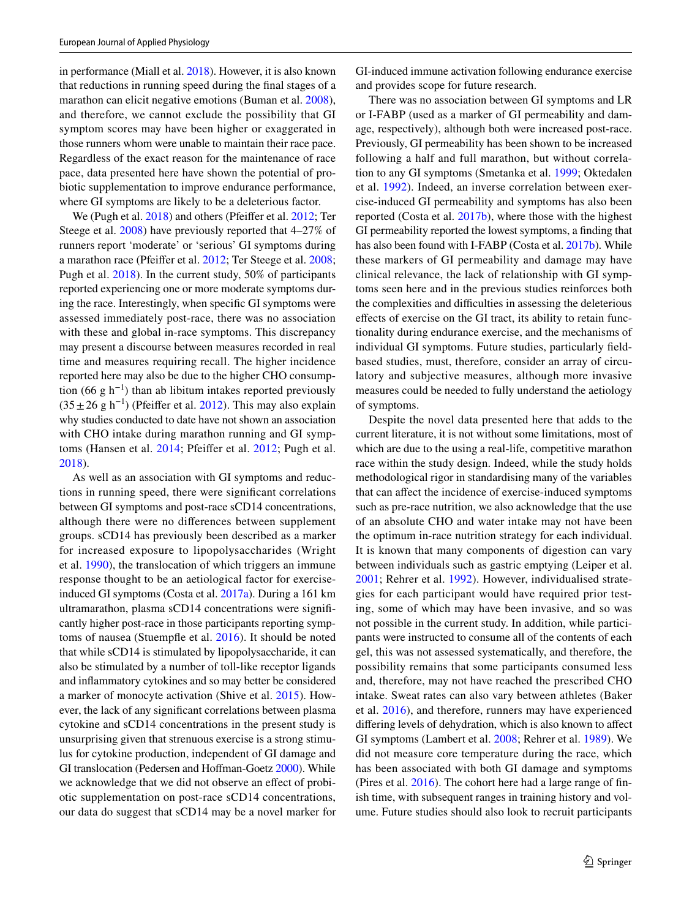in performance (Miall et al. 2018). However, it is also known that reductions in running speed during the final stages of a marathon can elicit negative emotions (Buman et al. 2008), and therefore, we cannot exclude the possibility that GI symptom scores may have been higher or exaggerated in those runners whom were unable to maintain their race pace. Regardless of the exact reason for the maintenance of race pace, data presented here have shown the potential of probiotic supplementation to improve endurance performance, where GI symptoms are likely to be a deleterious factor.

We (Pugh et al. 2018) and others (Pfeiffer et al. 2012; Ter Steege et al. 2008) have previously reported that 4–27% of runners report 'moderate' or 'serious' GI symptoms during a marathon race (Pfeiffer et al. 2012; Ter Steege et al. 2008; Pugh et al. 2018). In the current study, 50% of participants reported experiencing one or more moderate symptoms during the race. Interestingly, when specific GI symptoms were assessed immediately post-race, there was no association with these and global in-race symptoms. This discrepancy may present a discourse between measures recorded in real time and measures requiring recall. The higher incidence reported here may also be due to the higher CHO consumption (66 g $h^{-1}$) than ab libitum intakes reported previously ($35 \pm 26$ g $h^{-1}$) (Pfeiffer et al. 2012). This may also explain why studies conducted to date have not shown an association with CHO intake during marathon running and GI symptoms (Hansen et al. 2014; Pfeiffer et al. 2012; Pugh et al. 2018).

As well as an association with GI symptoms and reductions in running speed, there were significant correlations between GI symptoms and post-race sCD14 concentrations, although there were no differences between supplement groups. sCD14 has previously been described as a marker for increased exposure to lipopolysaccharides (Wright et al. 1990), the translocation of which triggers an immune response thought to be an aetiological factor for exercise-induced GI symptoms (Costa et al. 2017a). During a 161 km ultramarathon, plasma sCD14 concentrations were significantly higher post-race in those participants reporting symptoms of nausea (Stuempfle et al. 2016). It should be noted that while sCD14 is stimulated by lipopolysaccharide, it can also be stimulated by a number of toll-like receptor ligands and inflammatory cytokines and so may better be considered a marker of monocyte activation (Shive et al. 2015). However, the lack of any significant correlations between plasma cytokine and sCD14 concentrations in the present study is unsurprising given that strenuous exercise is a strong stimulus for cytokine production, independent of GI damage and GI translocation (Pedersen and Hoffman-Goetz 2000). While we acknowledge that we did not observe an effect of probiotic supplementation on post-race sCD14 concentrations, our data do suggest that sCD14 may be a novel marker for GI-induced immune activation following endurance exercise and provides scope for future research.

There was no association between GI symptoms and LR or I-FABP (used as a marker of GI permeability and damage, respectively), although both were increased post-race. Previously, GI permeability has been shown to be increased following a half and full marathon, but without correlation to any GI symptoms (Smetanka et al. 1999; Oktedalen et al. 1992). Indeed, an inverse correlation between exercise-induced GI permeability and symptoms has also been reported (Costa et al. 2017b), where those with the highest GI permeability reported the lowest symptoms, a finding that has also been found with I-FABP (Costa et al. 2017b). While these markers of GI permeability and damage may have clinical relevance, the lack of relationship with GI symptoms seen here and in the previous studies reinforces both the complexities and difficulties in assessing the deleterious effects of exercise on the GI tract, its ability to retain functionality during endurance exercise, and the mechanisms of individual GI symptoms. Future studies, particularly field-based studies, must, therefore, consider an array of circulatory and subjective measures, although more invasive measures could be needed to fully understand the aetiology of symptoms.

Despite the novel data presented here that adds to the current literature, it is not without some limitations, most of which are due to the using a real-life, competitive marathon race within the study design. Indeed, while the study holds methodological rigor in standardising many of the variables that can affect the incidence of exercise-induced symptoms such as pre-race nutrition, we also acknowledge that the use of an absolute CHO and water intake may not have been the optimum in-race nutrition strategy for each individual. It is known that many components of digestion can vary between individuals such as gastric emptying (Leiper et al. 2001; Rehrer et al. 1992). However, individualised strategies for each participant would have required prior testing, some of which may have been invasive, and so was not possible in the current study. In addition, while participants were instructed to consume all of the contents of each gel, this was not assessed systematically, and therefore, the possibility remains that some participants consumed less and, therefore, may not have reached the prescribed CHO intake. Sweat rates can also vary between athletes (Baker et al. 2016), and therefore, runners may have experienced differing levels of dehydration, which is also known to affect GI symptoms (Lambert et al. 2008; Rehrer et al. 1989). We did not measure core temperature during the race, which has been associated with both GI damage and symptoms (Pires et al. 2016). The cohort here had a large range of finish time, with subsequent ranges in training history and volume. Future studies should also look to recruit participants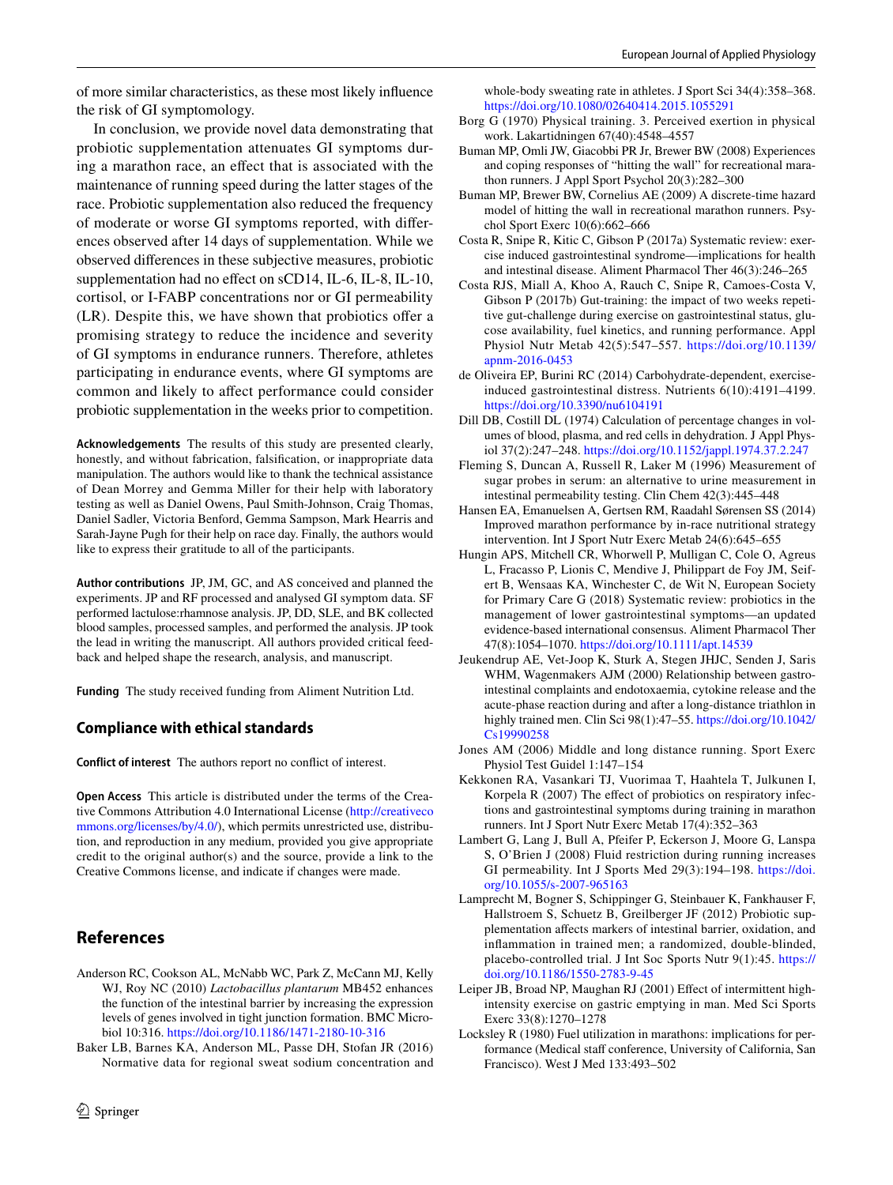of more similar characteristics, as these most likely influence the risk of GI symptomology.

In conclusion, we provide novel data demonstrating that probiotic supplementation attenuates GI symptoms during a marathon race, an effect that is associated with the maintenance of running speed during the latter stages of the race. Probiotic supplementation also reduced the frequency of moderate or worse GI symptoms reported, with differences observed after 14 days of supplementation. While we observed differences in these subjective measures, probiotic supplementation had no effect on sCD14, IL-6, IL-8, IL-10, cortisol, or I-FABP concentrations nor or GI permeability (LR). Despite this, we have shown that probiotics offer a promising strategy to reduce the incidence and severity of GI symptoms in endurance runners. Therefore, athletes participating in endurance events, where GI symptoms are common and likely to affect performance could consider probiotic supplementation in the weeks prior to competition.

**Acknowledgements** The results of this study are presented clearly, honestly, and without fabrication, falsification, or inappropriate data manipulation. The authors would like to thank the technical assistance of Dean Morrey and Gemma Miller for their help with laboratory testing as well as Daniel Owens, Paul Smith-Johnson, Craig Thomas, Daniel Sadler, Victoria Benford, Gemma Sampson, Mark Hearris and Sarah-Jayne Pugh for their help on race day. Finally, the authors would like to express their gratitude to all of the participants.

**Author contributions** JP, JM, GC, and AS conceived and planned the experiments. JP and RF processed and analysed GI symptom data. SF performed lactulose:rhamnose analysis. JP, DD, SLE, and BK collected blood samples, processed samples, and performed the analysis. JP took the lead in writing the manuscript. All authors provided critical feedback and helped shape the research, analysis, and manuscript.

**Funding** The study received funding from Aliment Nutrition Ltd.

## Compliance with ethical standards

**Conflict of interest** The authors report no conflict of interest.

**Open Access** This article is distributed under the terms of the Creative Commons Attribution 4.0 International License (http://creativecommons.org/licenses/by/4.0/), which permits unrestricted use, distribution, and reproduction in any medium, provided you give appropriate credit to the original author(s) and the source, provide a link to the Creative Commons license, and indicate if changes were made.

## References

Anderson RC, Cookson AL, McNabb WC, Park Z, McCann MJ, Kelly WJ, Roy NC (2010) *Lactobacillus plantarum* MB452 enhances the function of the intestinal barrier by increasing the expression levels of genes involved in tight junction formation. BMC Microbiol 10:316. https://doi.org/10.1186/1471-2180-10-316

Baker LB, Barnes KA, Anderson ML, Passe DH, Stofan JR (2016) Normative data for regional sweat sodium concentration and whole-body sweating rate in athletes. J Sport Sci 34(4):358–368. https://doi.org/10.1080/02640414.2015.1055291

Borg G (1970) Physical training. 3. Perceived exertion in physical work. Lakartidningen 67(40):4548–4557

Buman MP, Omli JW, Giacobbi PR Jr, Brewer BW (2008) Experiences and coping responses of "hitting the wall" for recreational marathon runners. J Appl Sport Psychol 20(3):282–300

Buman MP, Brewer BW, Cornelius AE (2009) A discrete-time hazard model of hitting the wall in recreational marathon runners. Psychol Sport Exerc 10(6):662–666

Costa R, Snipe R, Kitic C, Gibson P (2017a) Systematic review: exercise induced gastrointestinal syndrome—implications for health and intestinal disease. Aliment Pharmacol Ther 46(3):246–265

Costa RJS, Miall A, Khoo A, Rauch C, Snipe R, Camoes-Costa V, Gibson P (2017b) Gut-training: the impact of two weeks repetitive gut-challenge during exercise on gastrointestinal status, glucose availability, fuel kinetics, and running performance. Appl Physiol Nutr Metab 42(5):547–557. https://doi.org/10.1139/apnm-2016-0453

de Oliveira EP, Burini RC (2014) Carbohydrate-dependent, exercise-induced gastrointestinal distress. Nutrients 6(10):4191–4199. https://doi.org/10.3390/nu6104191

Dill DB, Costill DL (1974) Calculation of percentage changes in volumes of blood, plasma, and red cells in dehydration. J Appl Physiol 37(2):247–248. https://doi.org/10.1152/jappl.1974.37.2.247

Fleming S, Duncan A, Russell R, Laker M (1996) Measurement of sugar probes in serum: an alternative to urine measurement in intestinal permeability testing. Clin Chem 42(3):445–448

Hansen EA, Emanuelsen A, Gertsen RM, Raadahl Sørensen SS (2014) Improved marathon performance by in-race nutritional strategy intervention. Int J Sport Nutr Exerc Metab 24(6):645–655

Hungin APS, Mitchell CR, Whorwell P, Mulligan C, Cole O, Agreus L, Fracasso P, Lionis C, Mendive J, Philippart de Foy JM, Seifert B, Wensaas KA, Winchester C, de Wit N, European Society for Primary Care G (2018) Systematic review: probiotics in the management of lower gastrointestinal symptoms—an updated evidence-based international consensus. Aliment Pharmacol Ther 47(8):1054–1070. https://doi.org/10.1111/apt.14539

Jeukendrup AE, Vet-Joop K, Sturk A, Stegen JHJC, Senden J, Saris WHM, Wagenmakers AJM (2000) Relationship between gastro-intestinal complaints and endotoxaemia, cytokine release and the acute-phase reaction during and after a long-distance triathlon in highly trained men. Clin Sci 98(1):47–55. https://doi.org/10.1042/Cs19990258

Jones AM (2006) Middle and long distance running. Sport Exerc Physiol Test Guidel 1:147–154

Kekkonen RA, Vasankari TJ, Vuorimaa T, Haahtela T, Julkunen I, Korpela R (2007) The effect of probiotics on respiratory infections and gastrointestinal symptoms during training in marathon runners. Int J Sport Nutr Exerc Metab 17(4):352–363

Lambert G, Lang J, Bull A, Pfeifer P, Eckerson J, Moore G, Lanspa S, O'Brien J (2008) Fluid restriction during running increases GI permeability. Int J Sports Med 29(3):194–198. https://doi.org/10.1055/s-2007-965163

Lamprecht M, Bogner S, Schippinger G, Steinbauer K, Fankhauser F, Hallstroem S, Schuetz B, Greilberger JF (2012) Probiotic supplementation affects markers of intestinal barrier, oxidation, and inflammation in trained men; a randomized, double-blinded, placebo-controlled trial. J Int Soc Sports Nutr 9(1):45. https://doi.org/10.1186/1550-2783-9-45

Leiper JB, Broad NP, Maughan RJ (2001) Effect of intermittent high-intensity exercise on gastric emptying in man. Med Sci Sports Exerc 33(8):1270–1278

Locksley R (1980) Fuel utilization in marathons: implications for performance (Medical staff conference, University of California, San Francisco). West J Med 133:493–502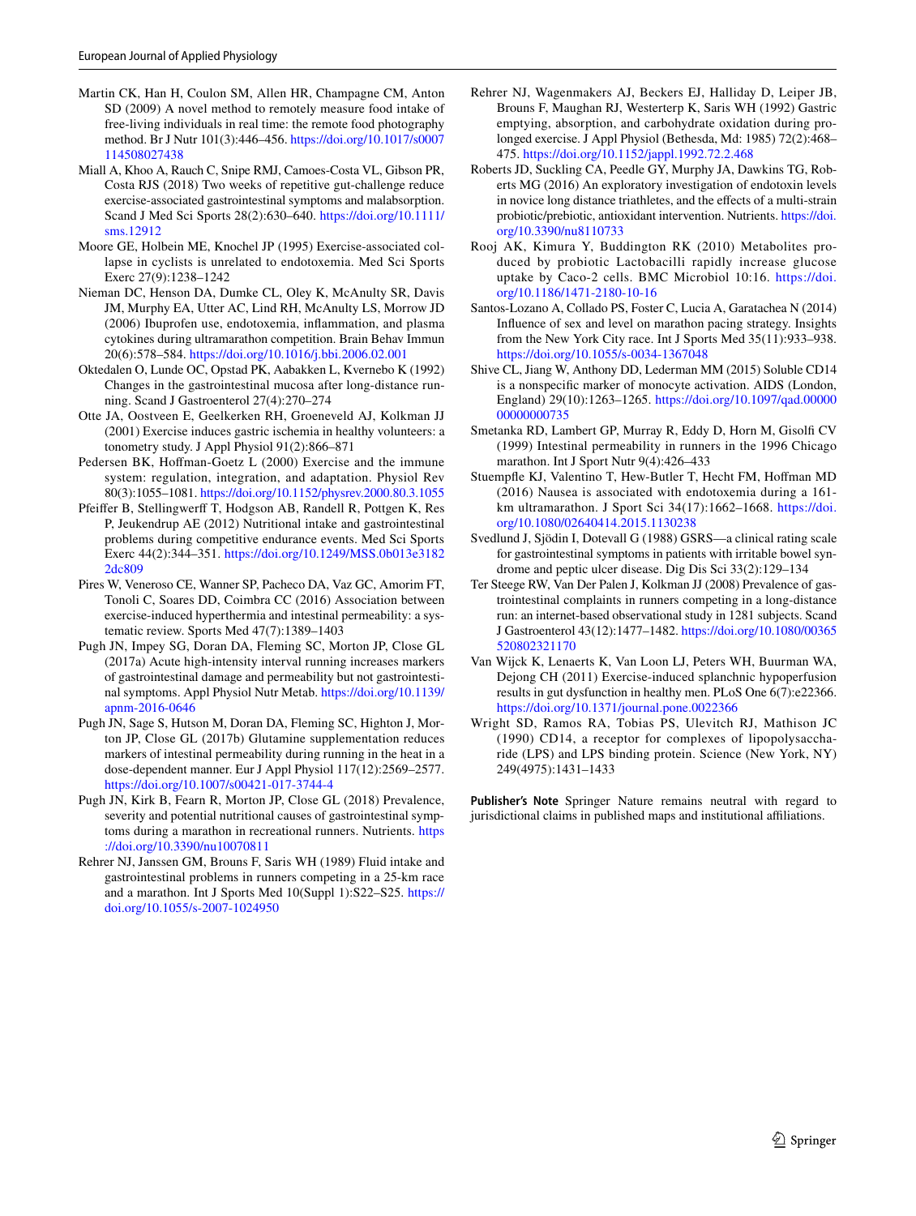Martin CK, Han H, Coulon SM, Allen HR, Champagne CM, Anton SD (2009) A novel method to remotely measure food intake of free-living individuals in real time: the remote food photography method. Br J Nutr 101(3):446–456. https://doi.org/10.1017/s0007114508027438

Miall A, Khoo A, Rauch C, Snipe RMJ, Camoes-Costa VL, Gibson PR, Costa RJS (2018) Two weeks of repetitive gut-challenge reduce exercise-associated gastrointestinal symptoms and malabsorption. Scand J Med Sci Sports 28(2):630–640. https://doi.org/10.1111/sms.12912

Moore GE, Holbein ME, Knochel JP (1995) Exercise-associated collapse in cyclists is unrelated to endotoxemia. Med Sci Sports Exerc 27(9):1238–1242

Nieman DC, Henson DA, Dumke CL, Oley K, McAnulty SR, Davis JM, Murphy EA, Utter AC, Lind RH, McAnulty LS, Morrow JD (2006) Ibuprofen use, endotoxemia, inflammation, and plasma cytokines during ultramarathon competition. Brain Behav Immun 20(6):578–584. https://doi.org/10.1016/j.bbi.2006.02.001

Oktedalen O, Lunde OC, Opstad PK, Aabakken L, Kvernebo K (1992) Changes in the gastrointestinal mucosa after long-distance running. Scand J Gastroenterol 27(4):270–274

Otte JA, Oostveen E, Geelkerken RH, Groeneveld AJ, Kolkman JJ (2001) Exercise induces gastric ischemia in healthy volunteers: a tonometry study. J Appl Physiol 91(2):866–871

Pedersen BK, Hoffman-Goetz L (2000) Exercise and the immune system: regulation, integration, and adaptation. Physiol Rev 80(3):1055–1081. https://doi.org/10.1152/physrev.2000.80.3.1055

Pfeiffer B, Stellingwerff T, Hodgson AB, Randell R, Pottgen K, Res P, Jeukendrup AE (2012) Nutritional intake and gastrointestinal problems during competitive endurance events. Med Sci Sports Exerc 44(2):344–351. https://doi.org/10.1249/MSS.0b013e31822dc809

Pires W, Veneroso CE, Wanner SP, Pacheco DA, Vaz GC, Amorim FT, Tonoli C, Soares DD, Coimbra CC (2016) Association between exercise-induced hyperthermia and intestinal permeability: a systematic review. Sports Med 47(7):1389–1403

Pugh JN, Impey SG, Doran DA, Fleming SC, Morton JP, Close GL (2017a) Acute high-intensity interval running increases markers of gastrointestinal damage and permeability but not gastrointestinal symptoms. Appl Physiol Nutr Metab. https://doi.org/10.1139/apnm-2016-0646

Pugh JN, Sage S, Hutson M, Doran DA, Fleming SC, Highton J, Morton JP, Close GL (2017b) Glutamine supplementation reduces markers of intestinal permeability during running in the heat in a dose-dependent manner. Eur J Appl Physiol 117(12):2569–2577. https://doi.org/10.1007/s00421-017-3744-4

Pugh JN, Kirk B, Fearn R, Morton JP, Close GL (2018) Prevalence, severity and potential nutritional causes of gastrointestinal symptoms during a marathon in recreational runners. Nutrients. https://doi.org/10.3390/nu10070811

Rehrer NJ, Janssen GM, Brouns F, Saris WH (1989) Fluid intake and gastrointestinal problems in runners competing in a 25-km race and a marathon. Int J Sports Med 10(Suppl 1):S22–S25. https://doi.org/10.1055/s-2007-1024950

Rehrer NJ, Wagenmakers AJ, Beckers EJ, Halliday D, Leiper JB, Brouns F, Maughan RJ, Westerterp K, Saris WH (1992) Gastric emptying, absorption, and carbohydrate oxidation during prolonged exercise. J Appl Physiol (Bethesda, Md: 1985) 72(2):468–475. https://doi.org/10.1152/jappl.1992.72.2.468

Roberts JD, Suckling CA, Peedle GY, Murphy JA, Dawkins TG, Roberts MG (2016) An exploratory investigation of endotoxin levels in novice long distance triathletes, and the effects of a multi-strain probiotic/prebiotic, antioxidant intervention. Nutrients. https://doi.org/10.3390/nu8110733

Rooj AK, Kimura Y, Buddington RK (2010) Metabolites produced by probiotic Lactobacilli rapidly increase glucose uptake by Caco-2 cells. BMC Microbiol 10:16. https://doi.org/10.1186/1471-2180-10-16

Santos-Lozano A, Collado PS, Foster C, Lucia A, Garatachea N (2014) Influence of sex and level on marathon pacing strategy. Insights from the New York City race. Int J Sports Med 35(11):933–938. https://doi.org/10.1055/s-0034-1367048

Shive CL, Jiang W, Anthony DD, Lederman MM (2015) Soluble CD14 is a nonspecific marker of monocyte activation. AIDS (London, England) 29(10):1263–1265. https://doi.org/10.1097/qad.0000000000000735

Smetanka RD, Lambert GP, Murray R, Eddy D, Horn M, Gisolfi CV (1999) Intestinal permeability in runners in the 1996 Chicago marathon. Int J Sport Nutr 9(4):426–433

Stuempfle KJ, Valentino T, Hew-Butler T, Hecht FM, Hoffman MD (2016) Nausea is associated with endotoxemia during a 161-km ultramarathon. J Sport Sci 34(17):1662–1668. https://doi.org/10.1080/02640414.2015.1130238

Svedlund J, Sjödin I, Dotevall G (1988) GSRS—a clinical rating scale for gastrointestinal symptoms in patients with irritable bowel syndrome and peptic ulcer disease. Dig Dis Sci 33(2):129–134

Ter Steege RW, Van Der Palen J, Kolkman JJ (2008) Prevalence of gastrointestinal complaints in runners competing in a long-distance run: an internet-based observational study in 1281 subjects. Scand J Gastroenterol 43(12):1477–1482. https://doi.org/10.1080/00365520802321170

Van Wijck K, Lenaerts K, Van Loon LJ, Peters WH, Buurman WA, Dejong CH (2011) Exercise-induced splanchnic hypoperfusion results in gut dysfunction in healthy men. PLoS One 6(7):e22366. https://doi.org/10.1371/journal.pone.0022366

Wright SD, Ramos RA, Tobias PS, Ulevitch RJ, Mathison JC (1990) CD14, a receptor for complexes of lipopolysaccharide (LPS) and LPS binding protein. Science (New York, NY) 249(4975):1431–1433

**Publisher's Note** Springer Nature remains neutral with regard to jurisdictional claims in published maps and institutional affiliations.